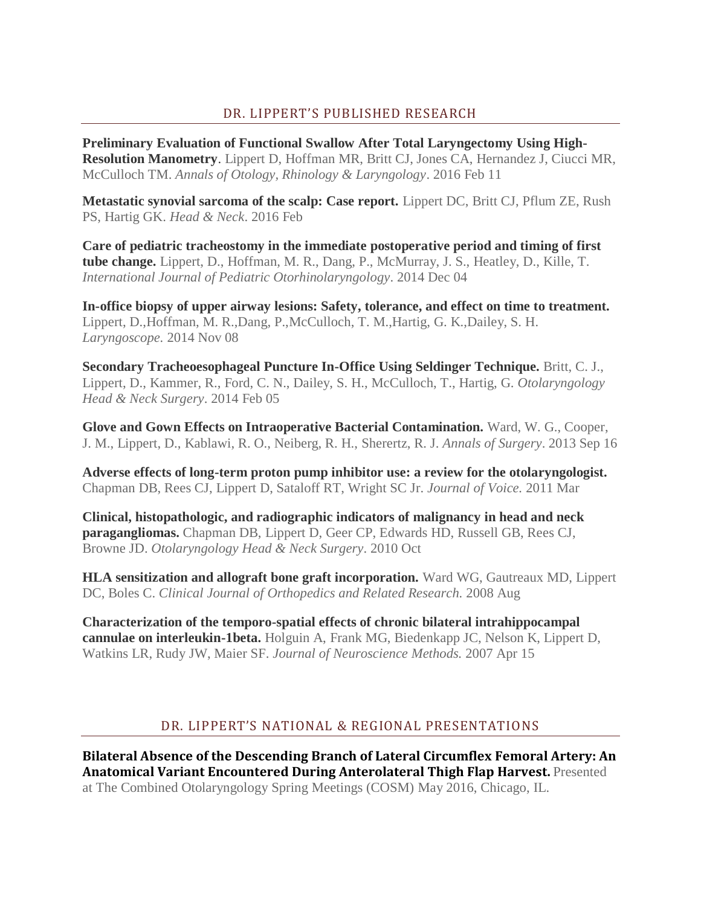## DR. LIPPERT'S PUBLISHED RESEARCH

**Preliminary Evaluation of Functional Swallow After Total Laryngectomy Using High-Resolution Manometry**. Lippert D, Hoffman MR, Britt CJ, Jones CA, Hernandez J, Ciucci MR, McCulloch TM. *Annals of Otology, Rhinology & Laryngology*. 2016 Feb 11

**Metastatic synovial sarcoma of the scalp: Case report.** Lippert DC, Britt CJ, Pflum ZE, Rush PS, Hartig GK. *Head & Neck*. 2016 Feb

**Care of pediatric tracheostomy in the immediate postoperative period and timing of first tube change.** Lippert, D., Hoffman, M. R., Dang, P., McMurray, J. S., Heatley, D., Kille, T. *International Journal of Pediatric Otorhinolaryngology*. 2014 Dec 04

**In-office biopsy of upper airway lesions: Safety, tolerance, and effect on time to treatment.** Lippert, D.,Hoffman, M. R.,Dang, P.,McCulloch, T. M.,Hartig, G. K.,Dailey, S. H. *Laryngoscope.* 2014 Nov 08

**Secondary Tracheoesophageal Puncture In-Office Using Seldinger Technique.** Britt, C. J., Lippert, D., Kammer, R., Ford, C. N., Dailey, S. H., McCulloch, T., Hartig, G. *Otolaryngology Head & Neck Surgery*. 2014 Feb 05

**Glove and Gown Effects on Intraoperative Bacterial Contamination.** Ward, W. G., Cooper, J. M., Lippert, D., Kablawi, R. O., Neiberg, R. H., Sherertz, R. J. *Annals of Surgery*. 2013 Sep 16

**Adverse effects of long-term proton pump inhibitor use: a review for the otolaryngologist.** Chapman DB, Rees CJ, Lippert D, Sataloff RT, Wright SC Jr. *Journal of Voice.* 2011 Mar

**Clinical, histopathologic, and radiographic indicators of malignancy in head and neck paragangliomas.** Chapman DB, Lippert D, Geer CP, Edwards HD, Russell GB, Rees CJ, Browne JD. *Otolaryngology Head & Neck Surgery*. 2010 Oct

**HLA sensitization and allograft bone graft incorporation.** Ward WG, Gautreaux MD, Lippert DC, Boles C. *Clinical Journal of Orthopedics and Related Research.* 2008 Aug

**Characterization of the temporo-spatial effects of chronic bilateral intrahippocampal cannulae on interleukin-1beta.** Holguin A, Frank MG, Biedenkapp JC, Nelson K, Lippert D, Watkins LR, Rudy JW, Maier SF. *Journal of Neuroscience Methods.* 2007 Apr 15

## DR. LIPPERT'S NATIONAL & REGIONAL PRESENTATIONS

**Bilateral Absence of the Descending Branch of Lateral Circumflex Femoral Artery: An Anatomical Variant Encountered During Anterolateral Thigh Flap Harvest.** Presented at The Combined Otolaryngology Spring Meetings (COSM) May 2016, Chicago, IL.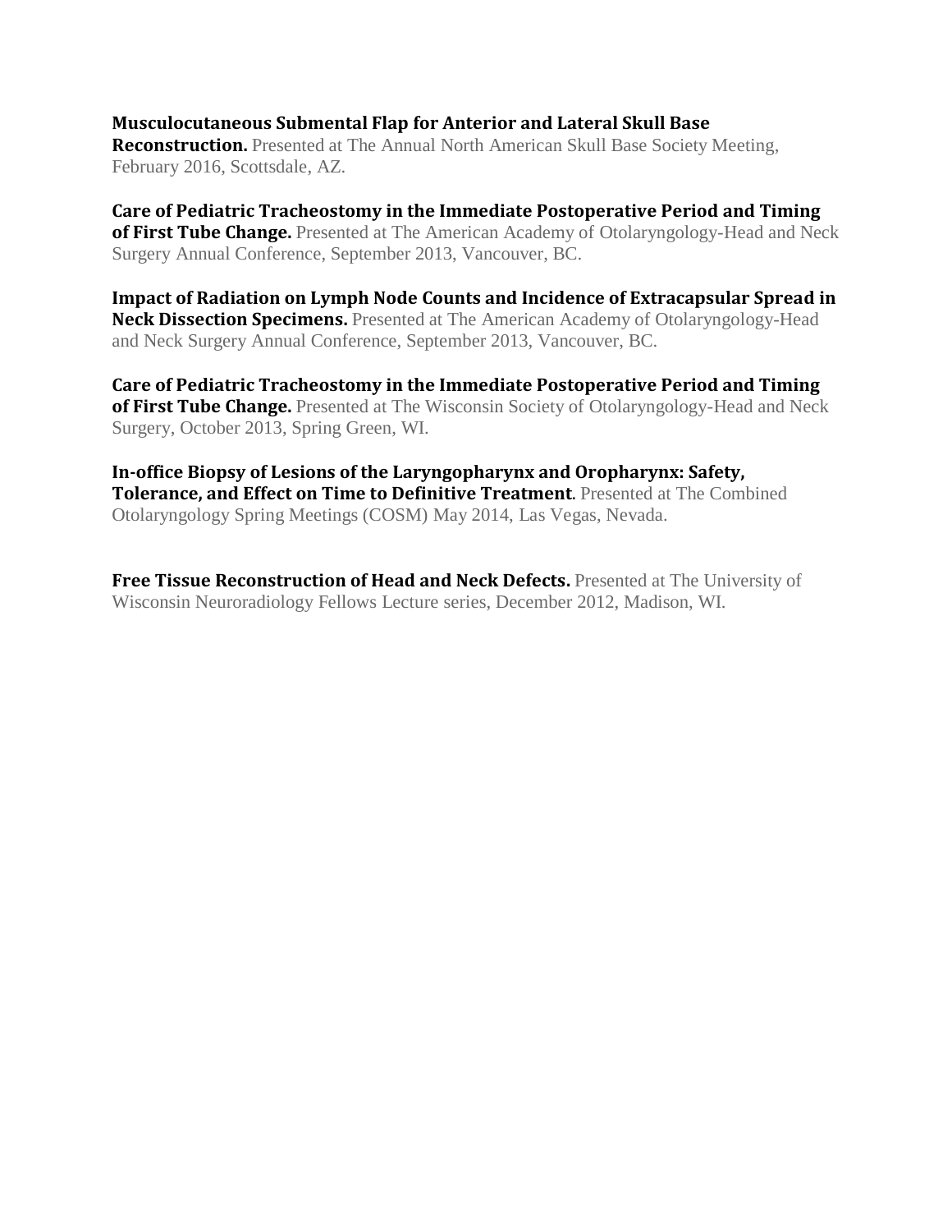**Musculocutaneous Submental Flap for Anterior and Lateral Skull Base Reconstruction.** Presented at The Annual North American Skull Base Society Meeting, February 2016, Scottsdale, AZ.

**Care of Pediatric Tracheostomy in the Immediate Postoperative Period and Timing of First Tube Change.** Presented at The American Academy of Otolaryngology-Head and Neck Surgery Annual Conference, September 2013, Vancouver, BC.

**Impact of Radiation on Lymph Node Counts and Incidence of Extracapsular Spread in Neck Dissection Specimens.** Presented at The American Academy of Otolaryngology-Head and Neck Surgery Annual Conference, September 2013, Vancouver, BC.

**Care of Pediatric Tracheostomy in the Immediate Postoperative Period and Timing of First Tube Change.** Presented at The Wisconsin Society of Otolaryngology-Head and Neck Surgery, October 2013, Spring Green, WI.

**In-office Biopsy of Lesions of the Laryngopharynx and Oropharynx: Safety, Tolerance, and Effect on Time to Definitive Treatment**. Presented at The Combined Otolaryngology Spring Meetings (COSM) May 2014, Las Vegas, Nevada.

**Free Tissue Reconstruction of Head and Neck Defects.** Presented at The University of Wisconsin Neuroradiology Fellows Lecture series, December 2012, Madison, WI.